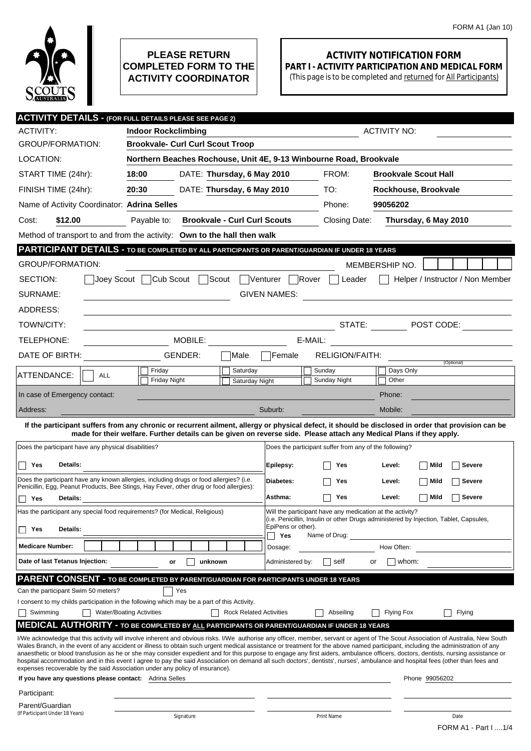FORM A1 (Jan 10)

**PLEASE RETURN COMPLETED FORM TO THE ACTIVITY COORDINATOR**

# ACTIVITY NOTIFICATION FORM

## PART I - ACTIVITY PARTICIPATION AND MEDICAL FORM

(This page is to be completed and returned for All Participants)

## ACTIVITY DETAILS - (FOR FULL DETAILS PLEASE SEE PAGE 2)

ACTIVITY: **Indoor Rockclimbing** ACTIVITY NO:

GROUP/FORMATION: **Brookvale- Curl Curl Scout Troop**

LOCATION: **Northern Beaches Rochouse, Unit 4E, 9-13 Winbourne Road, Brookvale**

START TIME (24hr): **18:00** DATE: **Thursday, 6 May 2010** FROM: **Brookvale Scout Hall**

FINISH TIME (24hr): **20:30** DATE: **Thursday, 6 May 2010** TO: **Rockhouse, Brookvale**

Name of Activity Coordinator: **Adrina Selles** Phone: **99056202**

Cost: **$12.00** Payable to: **Brookvale - Curl Curl Scouts** Closing Date: **Thursday, 6 May 2010**

Method of transport to and from the activity: **Own to the hall then walk**

## PARTICIPANT DETAILS - TO BE COMPLETED BY ALL PARTICIPANTS OR PARENT/GUARDIAN IF UNDER 18 YEARS

GROUP/FORMATION: MEMBERSHIP NO.

SECTION: ☐ Joey Scout ☐ Cub Scout ☐ Scout ☐ Venturer ☐ Rover ☐ Leader ☐ Helper / Instructor / Non Member

SURNAME: GIVEN NAMES:

ADDRESS:

TOWN/CITY: STATE: POST CODE:

TELEPHONE: MOBILE: E-MAIL:

DATE OF BIRTH: GENDER: ☐ Male ☐ Female RELIGION/FAITH: (Optional)

ATTENDANCE: ☐ ALL ☐ Friday ☐ Friday Night ☐ Saturday ☐ Saturday Night ☐ Sunday ☐ Sunday Night ☐ Days Only ☐ Other

In case of Emergency contact: Phone:

Address: Suburb: Mobile:

**If the participant suffers from any chronic or recurrent ailment, allergy or physical defect, it should be disclosed in order that provision can be made for their welfare. Further details can be given on reverse side. Please attach any Medical Plans if they apply.**

Does the participant have any physical disabilities?

☐ **Yes** **Details:**

Does the participant have any known allergies, including drugs or food allergies? (i.e. Penicillin, Egg, Peanut Products, Bee Stings, Hay Fever, other drug or food allergies):

☐ **Yes** **Details:**

Has the participant any special food requirements? (for Medical, Religious)

☐ **Yes** **Details:**

**Medicare Number:**

**Date of last Tetanus Injection:** or ☐ **unknown**

Does the participant suffer from any of the following?

**Epilepsy:** ☐ **Yes** **Level:** ☐ **Mild** ☐ **Severe**

**Diabetes:** ☐ **Yes** **Level:** ☐ **Mild** ☐ **Severe**

**Asthma:** ☐ **Yes** **Level:** ☐ **Mild** ☐ **Severe**

Will the participant have any medication at the activity?
(i.e. Penicillin, Insulin or other Drugs administered by Injection, Tablet, Capsules, EpiPens or other).

☐ **Yes** Name of Drug:

Dosage: How Often:

Administered by: ☐ self or ☐ whom:

## PARENT CONSENT - TO BE COMPLETED BY PARENT/GUARDIAN FOR PARTICIPANTS UNDER 18 YEARS

Can the participant Swim 50 meters? ☐ Yes

I consent to my childs participation in the following which may be a part of this Activity.

☐ Swimming ☐ Water/Boating Activities ☐ Rock Related Activities ☐ Abseiling ☐ Flying Fox ☐ Flying

## MEDICAL AUTHORITY - TO BE COMPLETED BY ALL PARTICIPANTS OR PARENT/GUARDIAN IF UNDER 18 YEARS

I/We acknowledge that this activity will involve inherent and obvious risks. I/We authorise any officer, member, servant or agent of The Scout Association of Australia, New South Wales Branch, in the event of any accident or illness to obtain such urgent medical assistance or treatment for the above named participant, including the administration of any anaesthetic or blood transfusion as he or she may consider expedient and for this purpose to engage any first aiders, ambulance officers, doctors, dentists, nursing assistance or hospital accommodation and in this event I agree to pay the said Association on demand all such doctors', dentists', nurses', ambulance and hospital fees (other than fees and expenses recoverable by the said Association under any policy of insurance).

**If you have any questions please contact:** Adrina Selles Phone 99056202

| | Signature | Print Name | Date |
|---|---|---|---|
| Participant: | | | |
| Parent/Guardian (If Participant Under 18 Years) | | | |

FORM A1 - Part I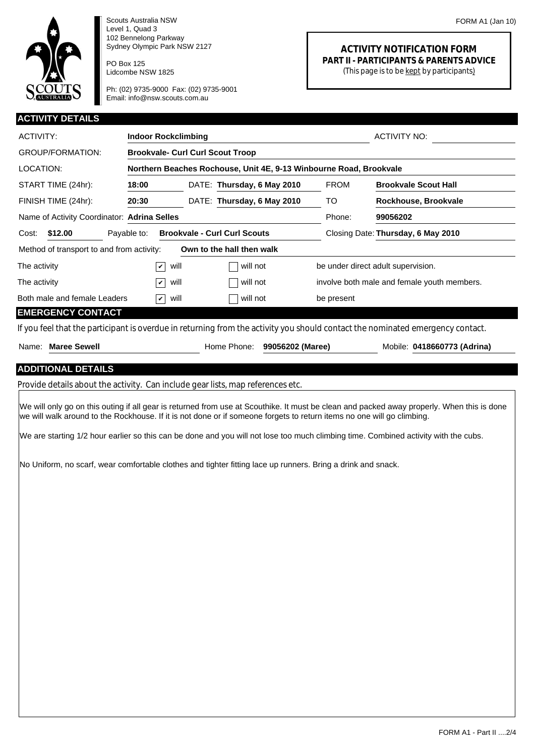Scouts Australia NSW
Level 1, Quad 3
102 Bennelong Parkway
Sydney Olympic Park NSW 2127

PO Box 125
Lidcombe NSW 1825

Ph: (02) 9735-9000 Fax: (02) 9735-9001
Email: info@nsw.scouts.com.au

FORM A1 (Jan 10)

# ACTIVITY NOTIFICATION FORM

**PART II - PARTICIPANTS & PARENTS ADVICE**

*(This page is to be kept by participants)*

## ACTIVITY DETAILS

| | | | | | |
|---|---|---|---|---|---|
| ACTIVITY: | **Indoor Rockclimbing** | | | ACTIVITY NO: | |
| GROUP/FORMATION: | **Brookvale- Curl Curl Scout Troop** | | | | |
| LOCATION: | **Northern Beaches Rochouse, Unit 4E, 9-13 Winbourne Road, Brookvale** | | | | |
| START TIME (24hr): | **18:00** | DATE: **Thursday, 6 May 2010** | | FROM | **Brookvale Scout Hall** |
| FINISH TIME (24hr): | **20:30** | DATE: **Thursday, 6 May 2010** | | TO | **Rockhouse, Brookvale** |

Name of Activity Coordinator: **Adrina Selles** Phone: **99056202**

Cost: **$12.00** Payable to: **Brookvale - Curl Curl Scouts** Closing Date: **Thursday, 6 May 2010**

Method of transport to and from activity: **Own to the hall then walk**

| | | | |
|---|---|---|---|
| The activity | ☑ will | ☐ will not | be under direct adult supervision. |
| The activity | ☑ will | ☐ will not | involve both male and female youth members. |
| Both male and female Leaders | ☑ will | ☐ will not | be present |

## EMERGENCY CONTACT

If you feel that the participant is overdue in returning from the activity you should contact the nominated emergency contact.

Name: **Maree Sewell** Home Phone: **99056202 (Maree)** Mobile: **0418660773 (Adrina)**

## ADDITIONAL DETAILS

Provide details about the activity. Can include gear lists, map references etc.

We will only go on this outing if all gear is returned from use at Scouthike. It must be clean and packed away properly. When this is done we will walk around to the Rockhouse. If it is not done or if someone forgets to return items no one will go climbing.

We are starting 1/2 hour earlier so this can be done and you will not lose too much climbing time. Combined activity with the cubs.

No Uniform, no scarf, wear comfortable clothes and tighter fitting lace up runners. Bring a drink and snack.

FORM A1 - Part II ....2/4